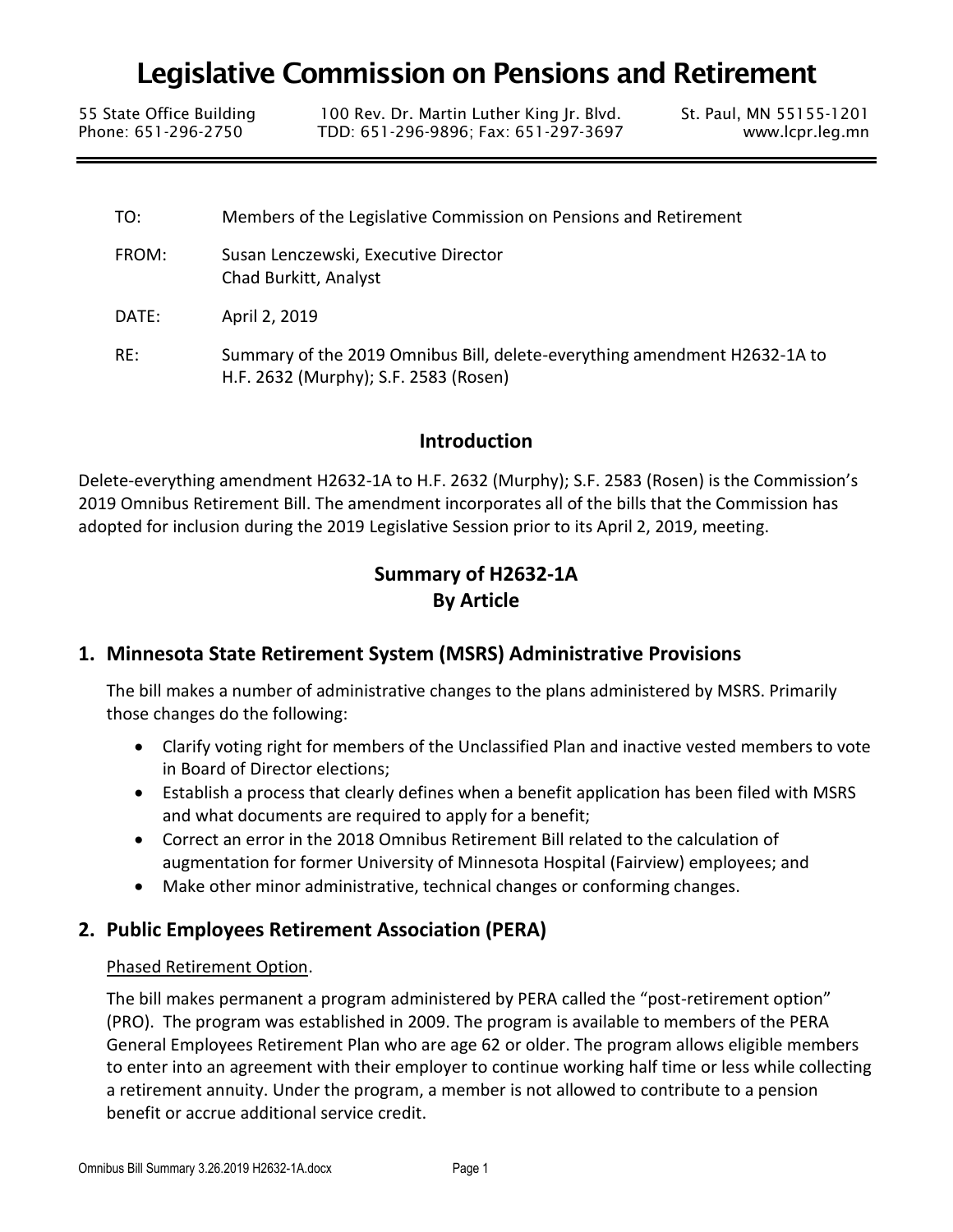# Legislative Commission on Pensions and Retirement

55 State Office Building | 100 Rev. Dr. Martin Luther King Jr. Blvd. | St. Paul, MN 55155-1201
Phone: 651-296-2750 | TDD: 651-296-9896; Fax: 651-297-3697 | www.lcpr.leg.mn

---

TO: Members of the Legislative Commission on Pensions and Retirement

FROM: Susan Lenczewski, Executive Director
Chad Burkitt, Analyst

DATE: April 2, 2019

RE: Summary of the 2019 Omnibus Bill, delete-everything amendment H2632-1A to H.F. 2632 (Murphy); S.F. 2583 (Rosen)

## Introduction

Delete-everything amendment H2632-1A to H.F. 2632 (Murphy); S.F. 2583 (Rosen) is the Commission's 2019 Omnibus Retirement Bill. The amendment incorporates all of the bills that the Commission has adopted for inclusion during the 2019 Legislative Session prior to its April 2, 2019, meeting.

## Summary of H2632-1A By Article

### 1. Minnesota State Retirement System (MSRS) Administrative Provisions

The bill makes a number of administrative changes to the plans administered by MSRS. Primarily those changes do the following:

- Clarify voting right for members of the Unclassified Plan and inactive vested members to vote in Board of Director elections;
- Establish a process that clearly defines when a benefit application has been filed with MSRS and what documents are required to apply for a benefit;
- Correct an error in the 2018 Omnibus Retirement Bill related to the calculation of augmentation for former University of Minnesota Hospital (Fairview) employees; and
- Make other minor administrative, technical changes or conforming changes.

### 2. Public Employees Retirement Association (PERA)

Phased Retirement Option.

The bill makes permanent a program administered by PERA called the "post-retirement option" (PRO). The program was established in 2009. The program is available to members of the PERA General Employees Retirement Plan who are age 62 or older. The program allows eligible members to enter into an agreement with their employer to continue working half time or less while collecting a retirement annuity. Under the program, a member is not allowed to contribute to a pension benefit or accrue additional service credit.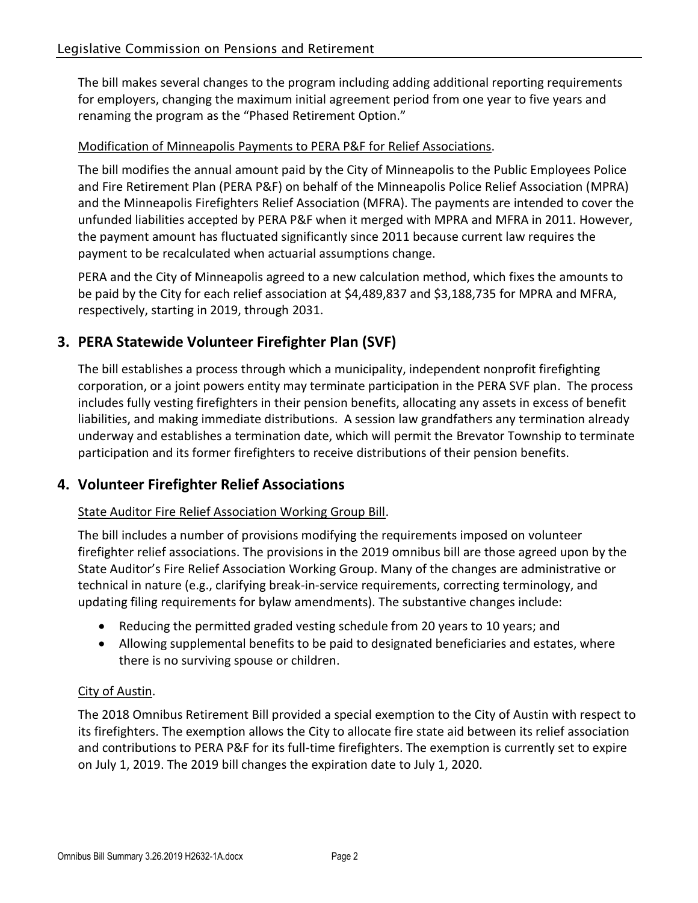The bill makes several changes to the program including adding additional reporting requirements for employers, changing the maximum initial agreement period from one year to five years and renaming the program as the "Phased Retirement Option."

Modification of Minneapolis Payments to PERA P&F for Relief Associations.

The bill modifies the annual amount paid by the City of Minneapolis to the Public Employees Police and Fire Retirement Plan (PERA P&F) on behalf of the Minneapolis Police Relief Association (MPRA) and the Minneapolis Firefighters Relief Association (MFRA). The payments are intended to cover the unfunded liabilities accepted by PERA P&F when it merged with MPRA and MFRA in 2011. However, the payment amount has fluctuated significantly since 2011 because current law requires the payment to be recalculated when actuarial assumptions change.

PERA and the City of Minneapolis agreed to a new calculation method, which fixes the amounts to be paid by the City for each relief association at $4,489,837 and $3,188,735 for MPRA and MFRA, respectively, starting in 2019, through 2031.

## 3. PERA Statewide Volunteer Firefighter Plan (SVF)

The bill establishes a process through which a municipality, independent nonprofit firefighting corporation, or a joint powers entity may terminate participation in the PERA SVF plan. The process includes fully vesting firefighters in their pension benefits, allocating any assets in excess of benefit liabilities, and making immediate distributions. A session law grandfathers any termination already underway and establishes a termination date, which will permit the Brevator Township to terminate participation and its former firefighters to receive distributions of their pension benefits.

## 4. Volunteer Firefighter Relief Associations

State Auditor Fire Relief Association Working Group Bill.

The bill includes a number of provisions modifying the requirements imposed on volunteer firefighter relief associations. The provisions in the 2019 omnibus bill are those agreed upon by the State Auditor's Fire Relief Association Working Group. Many of the changes are administrative or technical in nature (e.g., clarifying break-in-service requirements, correcting terminology, and updating filing requirements for bylaw amendments). The substantive changes include:

- Reducing the permitted graded vesting schedule from 20 years to 10 years; and
- Allowing supplemental benefits to be paid to designated beneficiaries and estates, where there is no surviving spouse or children.

City of Austin.

The 2018 Omnibus Retirement Bill provided a special exemption to the City of Austin with respect to its firefighters. The exemption allows the City to allocate fire state aid between its relief association and contributions to PERA P&F for its full-time firefighters. The exemption is currently set to expire on July 1, 2019. The 2019 bill changes the expiration date to July 1, 2020.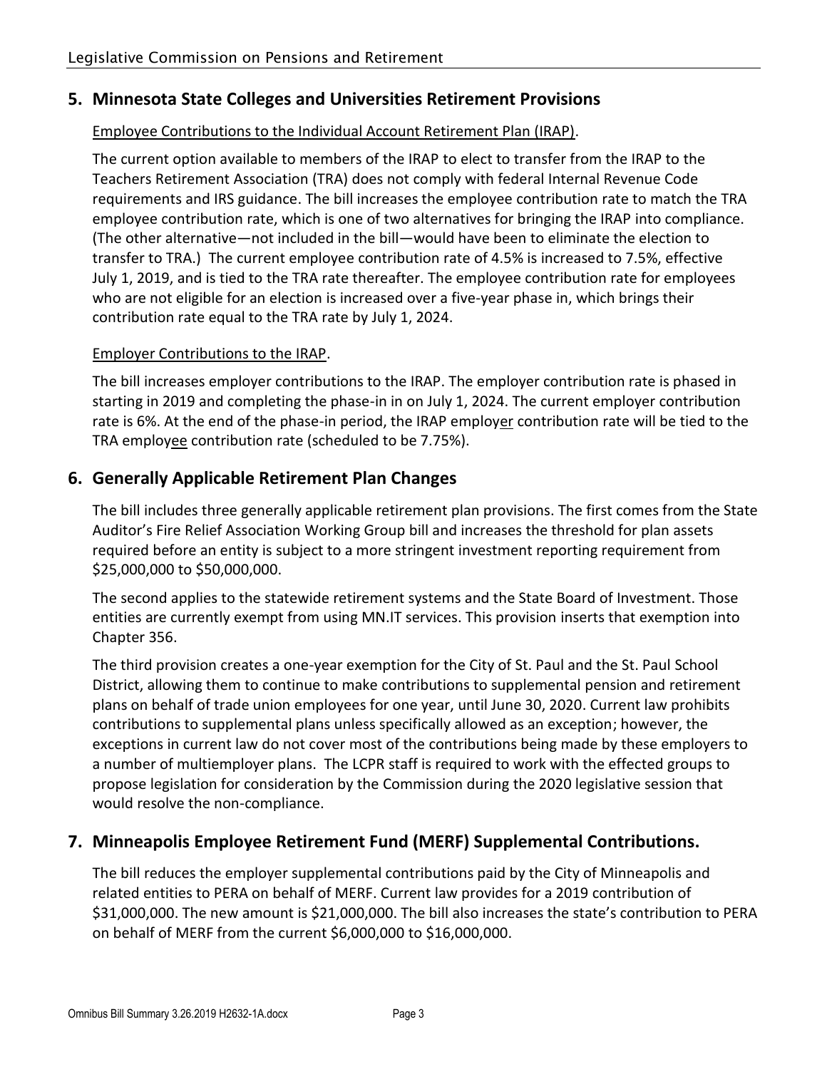## 5. Minnesota State Colleges and Universities Retirement Provisions

<u>Employee Contributions to the Individual Account Retirement Plan (IRAP)</u>.

The current option available to members of the IRAP to elect to transfer from the IRAP to the Teachers Retirement Association (TRA) does not comply with federal Internal Revenue Code requirements and IRS guidance. The bill increases the employee contribution rate to match the TRA employee contribution rate, which is one of two alternatives for bringing the IRAP into compliance. (The other alternative—not included in the bill—would have been to eliminate the election to transfer to TRA.) The current employee contribution rate of 4.5% is increased to 7.5%, effective July 1, 2019, and is tied to the TRA rate thereafter. The employee contribution rate for employees who are not eligible for an election is increased over a five-year phase in, which brings their contribution rate equal to the TRA rate by July 1, 2024.

<u>Employer Contributions to the IRAP</u>.

The bill increases employer contributions to the IRAP. The employer contribution rate is phased in starting in 2019 and completing the phase-in in on July 1, 2024. The current employer contribution rate is 6%. At the end of the phase-in period, the IRAP employ<u>er</u> contribution rate will be tied to the TRA employ<u>ee</u> contribution rate (scheduled to be 7.75%).

## 6. Generally Applicable Retirement Plan Changes

The bill includes three generally applicable retirement plan provisions. The first comes from the State Auditor's Fire Relief Association Working Group bill and increases the threshold for plan assets required before an entity is subject to a more stringent investment reporting requirement from $25,000,000 to $50,000,000.

The second applies to the statewide retirement systems and the State Board of Investment. Those entities are currently exempt from using MN.IT services. This provision inserts that exemption into Chapter 356.

The third provision creates a one-year exemption for the City of St. Paul and the St. Paul School District, allowing them to continue to make contributions to supplemental pension and retirement plans on behalf of trade union employees for one year, until June 30, 2020. Current law prohibits contributions to supplemental plans unless specifically allowed as an exception; however, the exceptions in current law do not cover most of the contributions being made by these employers to a number of multiemployer plans. The LCPR staff is required to work with the effected groups to propose legislation for consideration by the Commission during the 2020 legislative session that would resolve the non-compliance.

## 7. Minneapolis Employee Retirement Fund (MERF) Supplemental Contributions.

The bill reduces the employer supplemental contributions paid by the City of Minneapolis and related entities to PERA on behalf of MERF. Current law provides for a 2019 contribution of $31,000,000. The new amount is $21,000,000. The bill also increases the state's contribution to PERA on behalf of MERF from the current $6,000,000 to $16,000,000.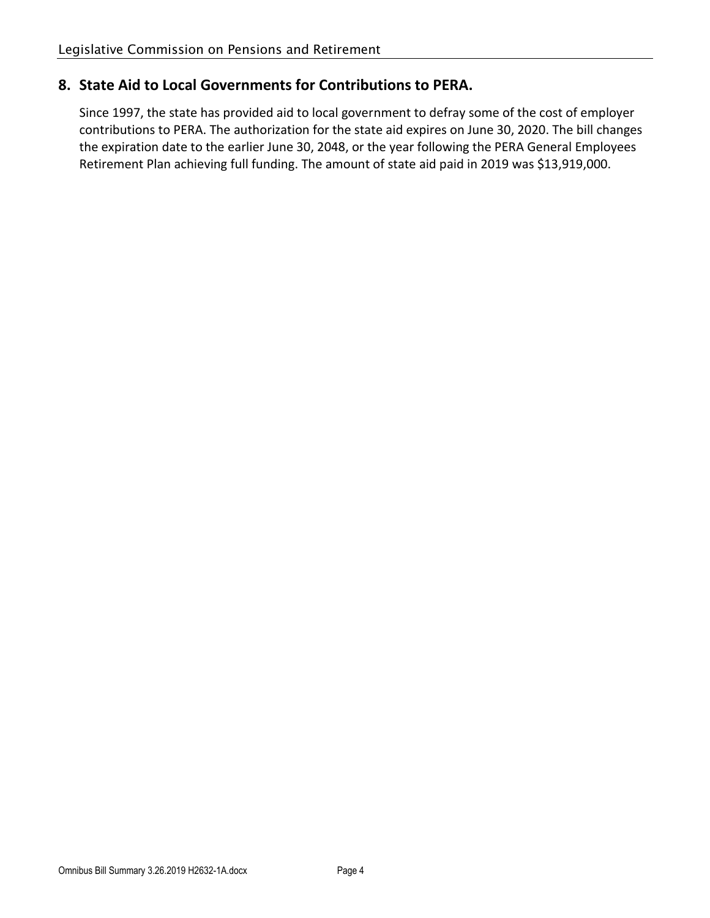## 8. State Aid to Local Governments for Contributions to PERA.

Since 1997, the state has provided aid to local government to defray some of the cost of employer contributions to PERA. The authorization for the state aid expires on June 30, 2020. The bill changes the expiration date to the earlier June 30, 2048, or the year following the PERA General Employees Retirement Plan achieving full funding. The amount of state aid paid in 2019 was $13,919,000.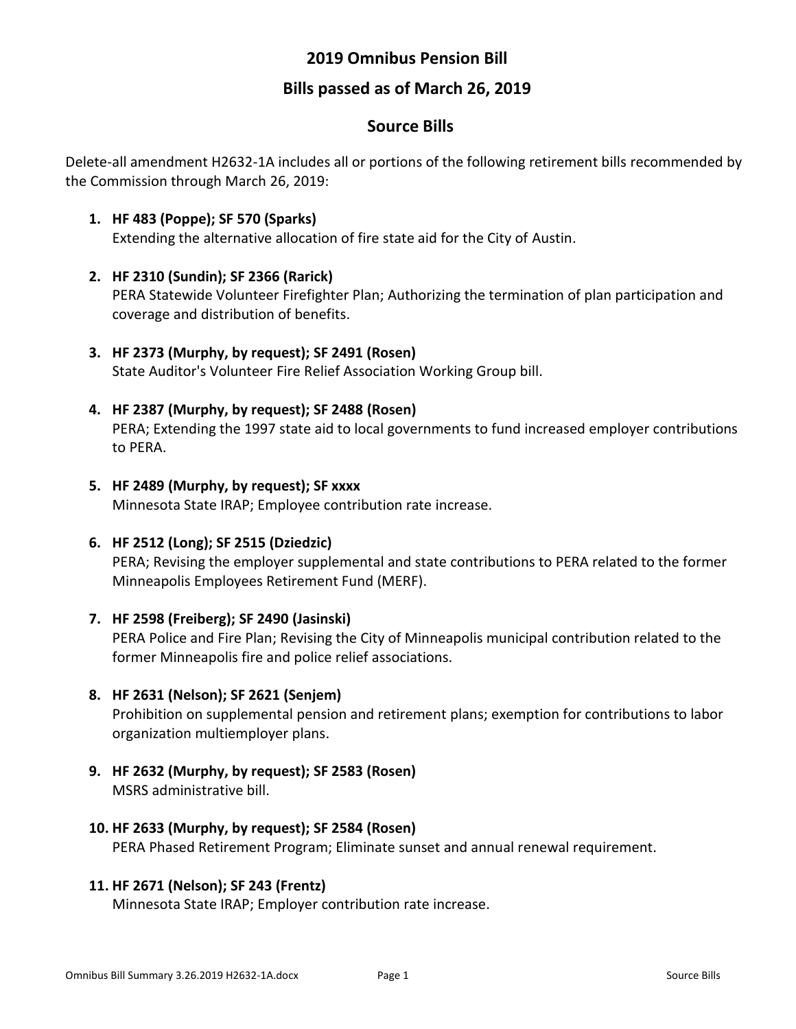# 2019 Omnibus Pension Bill

## Bills passed as of March 26, 2019

## Source Bills

Delete-all amendment H2632-1A includes all or portions of the following retirement bills recommended by the Commission through March 26, 2019:

1. **HF 483 (Poppe); SF 570 (Sparks)**
   Extending the alternative allocation of fire state aid for the City of Austin.

2. **HF 2310 (Sundin); SF 2366 (Rarick)**
   PERA Statewide Volunteer Firefighter Plan; Authorizing the termination of plan participation and coverage and distribution of benefits.

3. **HF 2373 (Murphy, by request); SF 2491 (Rosen)**
   State Auditor's Volunteer Fire Relief Association Working Group bill.

4. **HF 2387 (Murphy, by request); SF 2488 (Rosen)**
   PERA; Extending the 1997 state aid to local governments to fund increased employer contributions to PERA.

5. **HF 2489 (Murphy, by request); SF xxxx**
   Minnesota State IRAP; Employee contribution rate increase.

6. **HF 2512 (Long); SF 2515 (Dziedzic)**
   PERA; Revising the employer supplemental and state contributions to PERA related to the former Minneapolis Employees Retirement Fund (MERF).

7. **HF 2598 (Freiberg); SF 2490 (Jasinski)**
   PERA Police and Fire Plan; Revising the City of Minneapolis municipal contribution related to the former Minneapolis fire and police relief associations.

8. **HF 2631 (Nelson); SF 2621 (Senjem)**
   Prohibition on supplemental pension and retirement plans; exemption for contributions to labor organization multiemployer plans.

9. **HF 2632 (Murphy, by request); SF 2583 (Rosen)**
   MSRS administrative bill.

10. **HF 2633 (Murphy, by request); SF 2584 (Rosen)**
    PERA Phased Retirement Program; Eliminate sunset and annual renewal requirement.

11. **HF 2671 (Nelson); SF 243 (Frentz)**
    Minnesota State IRAP; Employer contribution rate increase.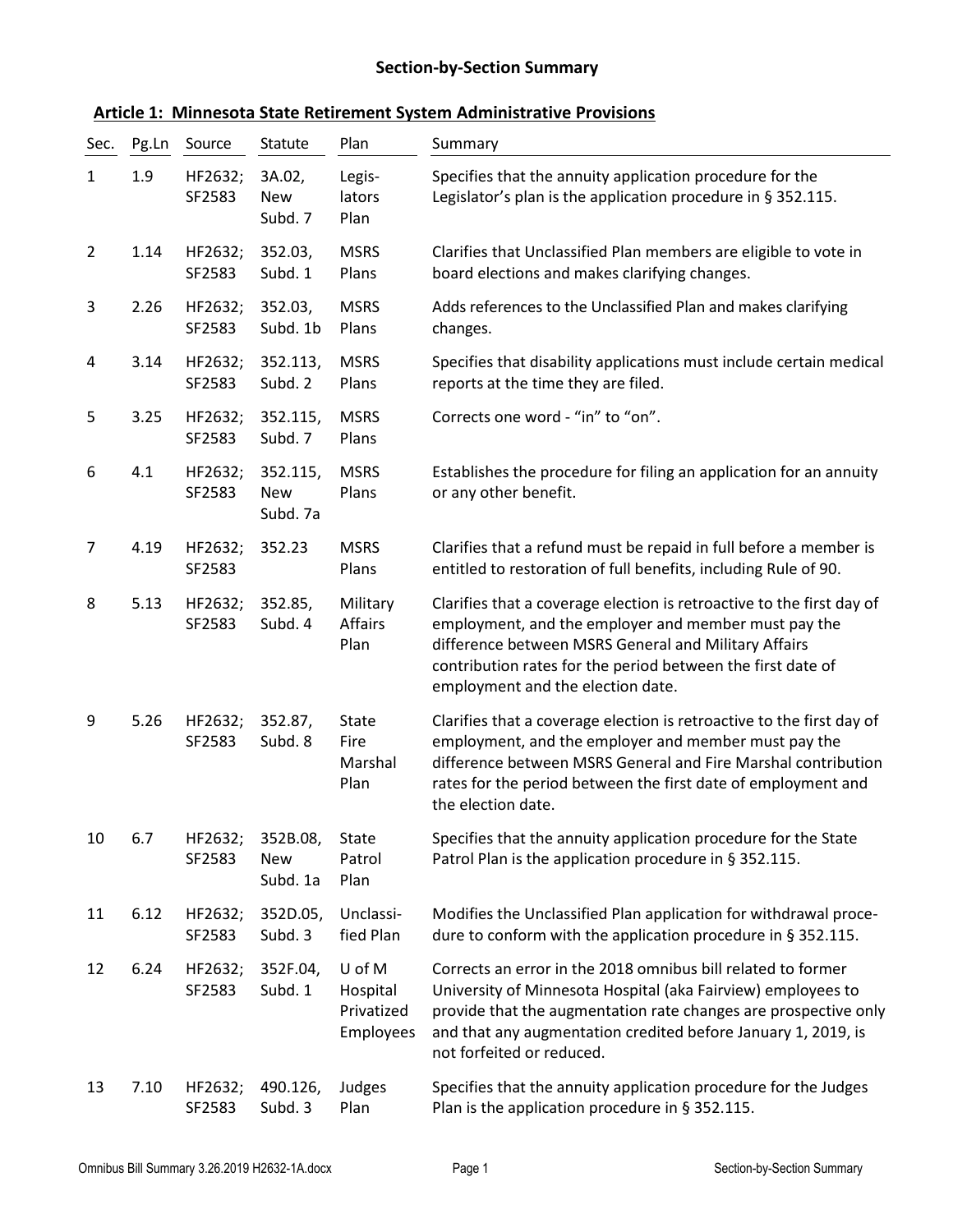## Section-by-Section Summary

### Article 1: Minnesota State Retirement System Administrative Provisions

| Sec. | Pg.Ln | Source | Statute | Plan | Summary |
|---|---|---|---|---|---|
| 1 | 1.9 | HF2632; SF2583 | 3A.02, New Subd. 7 | Legislators Plan | Specifies that the annuity application procedure for the Legislator's plan is the application procedure in § 352.115. |
| 2 | 1.14 | HF2632; SF2583 | 352.03, Subd. 1 | MSRS Plans | Clarifies that Unclassified Plan members are eligible to vote in board elections and makes clarifying changes. |
| 3 | 2.26 | HF2632; SF2583 | 352.03, Subd. 1b | MSRS Plans | Adds references to the Unclassified Plan and makes clarifying changes. |
| 4 | 3.14 | HF2632; SF2583 | 352.113, Subd. 2 | MSRS Plans | Specifies that disability applications must include certain medical reports at the time they are filed. |
| 5 | 3.25 | HF2632; SF2583 | 352.115, Subd. 7 | MSRS Plans | Corrects one word - "in" to "on". |
| 6 | 4.1 | HF2632; SF2583 | 352.115, New Subd. 7a | MSRS Plans | Establishes the procedure for filing an application for an annuity or any other benefit. |
| 7 | 4.19 | HF2632; SF2583 | 352.23 | MSRS Plans | Clarifies that a refund must be repaid in full before a member is entitled to restoration of full benefits, including Rule of 90. |
| 8 | 5.13 | HF2632; SF2583 | 352.85, Subd. 4 | Military Affairs Plan | Clarifies that a coverage election is retroactive to the first day of employment, and the employer and member must pay the difference between MSRS General and Military Affairs contribution rates for the period between the first date of employment and the election date. |
| 9 | 5.26 | HF2632; SF2583 | 352.87, Subd. 8 | State Fire Marshal Plan | Clarifies that a coverage election is retroactive to the first day of employment, and the employer and member must pay the difference between MSRS General and Fire Marshal contribution rates for the period between the first date of employment and the election date. |
| 10 | 6.7 | HF2632; SF2583 | 352B.08, New Subd. 1a | State Patrol Plan | Specifies that the annuity application procedure for the State Patrol Plan is the application procedure in § 352.115. |
| 11 | 6.12 | HF2632; SF2583 | 352D.05, Subd. 3 | Unclassified Plan | Modifies the Unclassified Plan application for withdrawal procedure to conform with the application procedure in § 352.115. |
| 12 | 6.24 | HF2632; SF2583 | 352F.04, Subd. 1 | U of M Hospital Privatized Employees | Corrects an error in the 2018 omnibus bill related to former University of Minnesota Hospital (aka Fairview) employees to provide that the augmentation rate changes are prospective only and that any augmentation credited before January 1, 2019, is not forfeited or reduced. |
| 13 | 7.10 | HF2632; SF2583 | 490.126, Subd. 3 | Judges Plan | Specifies that the annuity application procedure for the Judges Plan is the application procedure in § 352.115. |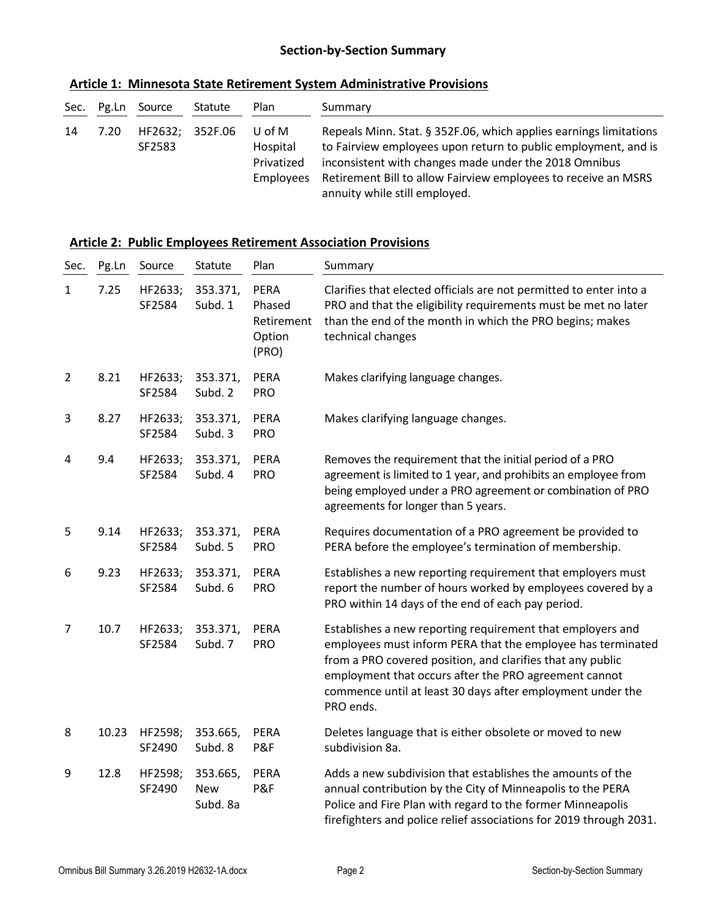## Section-by-Section Summary

### Article 1: Minnesota State Retirement System Administrative Provisions

| Sec. | Pg.Ln | Source | Statute | Plan | Summary |
|---|---|---|---|---|---|
| 14 | 7.20 | HF2632; SF2583 | 352F.06 | U of M Hospital Privatized Employees | Repeals Minn. Stat. § 352F.06, which applies earnings limitations to Fairview employees upon return to public employment, and is inconsistent with changes made under the 2018 Omnibus Retirement Bill to allow Fairview employees to receive an MSRS annuity while still employed. |

### Article 2: Public Employees Retirement Association Provisions

| Sec. | Pg.Ln | Source | Statute | Plan | Summary |
|---|---|---|---|---|---|
| 1 | 7.25 | HF2633; SF2584 | 353.371, Subd. 1 | PERA Phased Retirement Option (PRO) | Clarifies that elected officials are not permitted to enter into a PRO and that the eligibility requirements must be met no later than the end of the month in which the PRO begins; makes technical changes |
| 2 | 8.21 | HF2633; SF2584 | 353.371, Subd. 2 | PERA PRO | Makes clarifying language changes. |
| 3 | 8.27 | HF2633; SF2584 | 353.371, Subd. 3 | PERA PRO | Makes clarifying language changes. |
| 4 | 9.4 | HF2633; SF2584 | 353.371, Subd. 4 | PERA PRO | Removes the requirement that the initial period of a PRO agreement is limited to 1 year, and prohibits an employee from being employed under a PRO agreement or combination of PRO agreements for longer than 5 years. |
| 5 | 9.14 | HF2633; SF2584 | 353.371, Subd. 5 | PERA PRO | Requires documentation of a PRO agreement be provided to PERA before the employee's termination of membership. |
| 6 | 9.23 | HF2633; SF2584 | 353.371, Subd. 6 | PERA PRO | Establishes a new reporting requirement that employers must report the number of hours worked by employees covered by a PRO within 14 days of the end of each pay period. |
| 7 | 10.7 | HF2633; SF2584 | 353.371, Subd. 7 | PERA PRO | Establishes a new reporting requirement that employers and employees must inform PERA that the employee has terminated from a PRO covered position, and clarifies that any public employment that occurs after the PRO agreement cannot commence until at least 30 days after employment under the PRO ends. |
| 8 | 10.23 | HF2598; SF2490 | 353.665, Subd. 8 | PERA P&F | Deletes language that is either obsolete or moved to new subdivision 8a. |
| 9 | 12.8 | HF2598; SF2490 | 353.665, New Subd. 8a | PERA P&F | Adds a new subdivision that establishes the amounts of the annual contribution by the City of Minneapolis to the PERA Police and Fire Plan with regard to the former Minneapolis firefighters and police relief associations for 2019 through 2031. |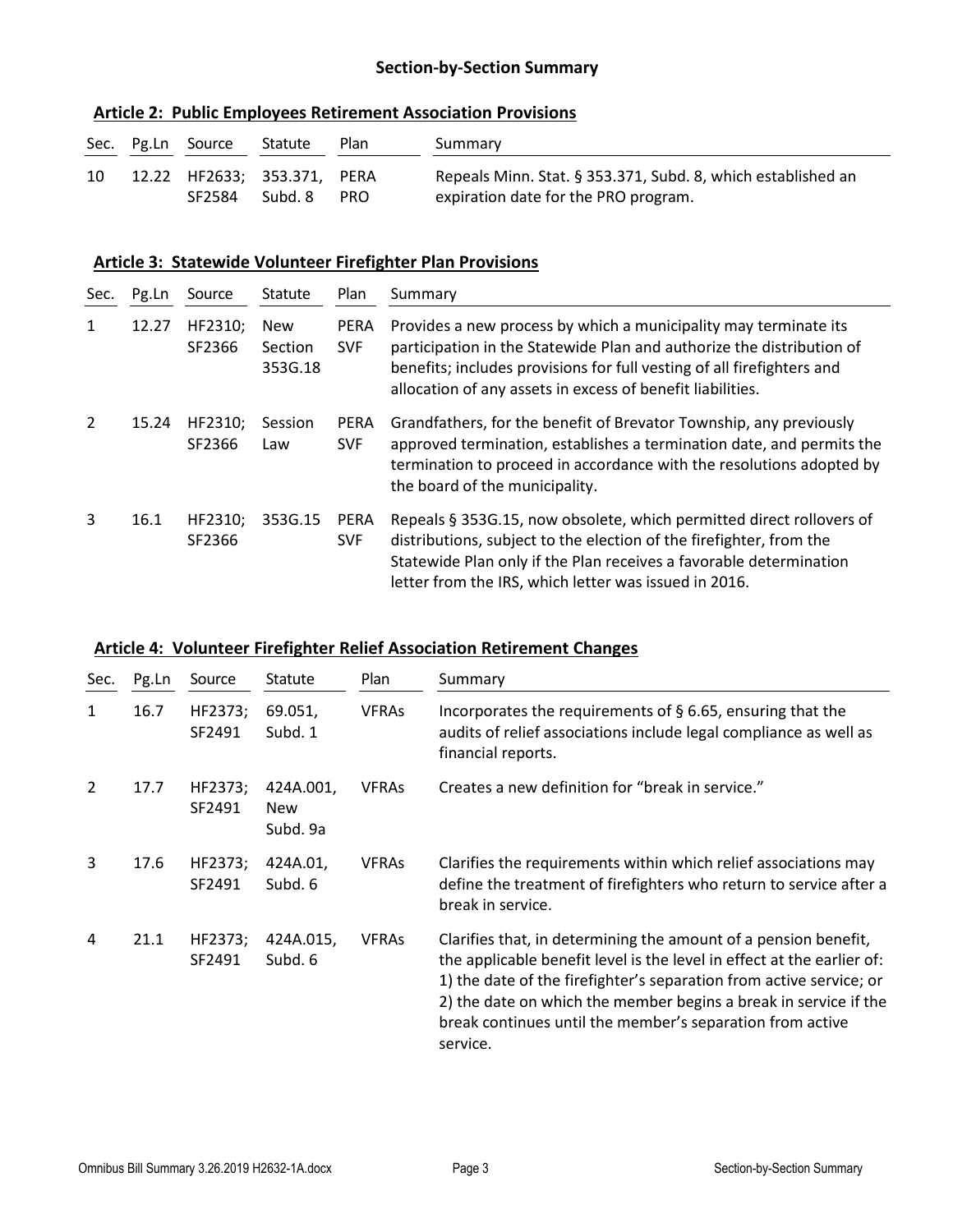## Section-by-Section Summary

### Article 2: Public Employees Retirement Association Provisions

| Sec. | Pg.Ln | Source | Statute | Plan | Summary |
|---|---|---|---|---|---|
| 10 | 12.22 | HF2633; SF2584 | 353.371, Subd. 8 | PERA PRO | Repeals Minn. Stat. § 353.371, Subd. 8, which established an expiration date for the PRO program. |

### Article 3: Statewide Volunteer Firefighter Plan Provisions

| Sec. | Pg.Ln | Source | Statute | Plan | Summary |
|---|---|---|---|---|---|
| 1 | 12.27 | HF2310; SF2366 | New Section 353G.18 | PERA SVF | Provides a new process by which a municipality may terminate its participation in the Statewide Plan and authorize the distribution of benefits; includes provisions for full vesting of all firefighters and allocation of any assets in excess of benefit liabilities. |
| 2 | 15.24 | HF2310; SF2366 | Session Law | PERA SVF | Grandfathers, for the benefit of Brevator Township, any previously approved termination, establishes a termination date, and permits the termination to proceed in accordance with the resolutions adopted by the board of the municipality. |
| 3 | 16.1 | HF2310; SF2366 | 353G.15 | PERA SVF | Repeals § 353G.15, now obsolete, which permitted direct rollovers of distributions, subject to the election of the firefighter, from the Statewide Plan only if the Plan receives a favorable determination letter from the IRS, which letter was issued in 2016. |

### Article 4: Volunteer Firefighter Relief Association Retirement Changes

| Sec. | Pg.Ln | Source | Statute | Plan | Summary |
|---|---|---|---|---|---|
| 1 | 16.7 | HF2373; SF2491 | 69.051, Subd. 1 | VFRAs | Incorporates the requirements of § 6.65, ensuring that the audits of relief associations include legal compliance as well as financial reports. |
| 2 | 17.7 | HF2373; SF2491 | 424A.001, New Subd. 9a | VFRAs | Creates a new definition for "break in service." |
| 3 | 17.6 | HF2373; SF2491 | 424A.01, Subd. 6 | VFRAs | Clarifies the requirements within which relief associations may define the treatment of firefighters who return to service after a break in service. |
| 4 | 21.1 | HF2373; SF2491 | 424A.015, Subd. 6 | VFRAs | Clarifies that, in determining the amount of a pension benefit, the applicable benefit level is the level in effect at the earlier of: 1) the date of the firefighter's separation from active service; or 2) the date on which the member begins a break in service if the break continues until the member's separation from active service. |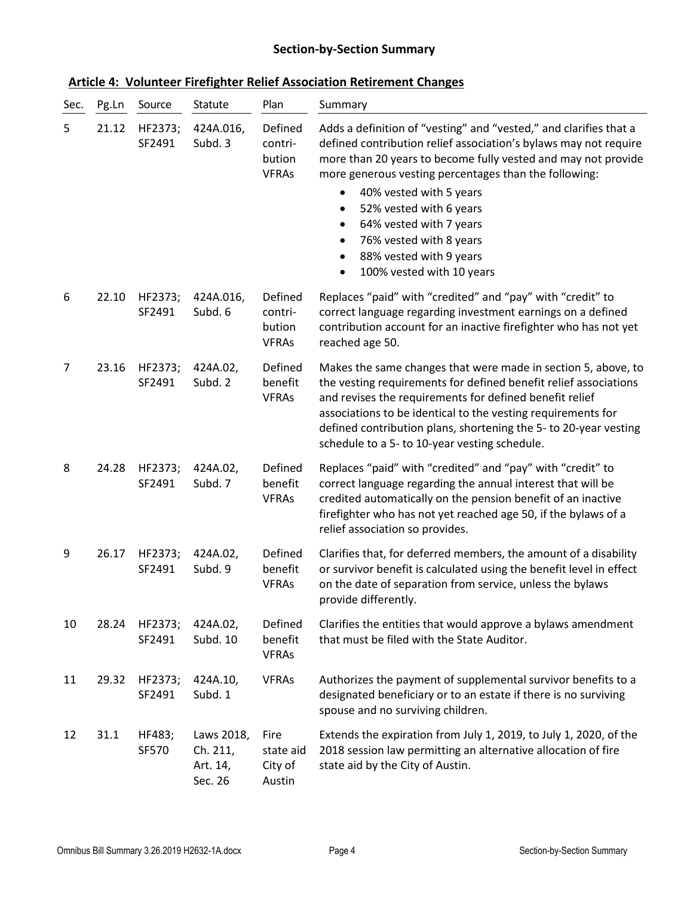## Section-by-Section Summary

### Article 4: Volunteer Firefighter Relief Association Retirement Changes

| Sec. | Pg.Ln | Source | Statute | Plan | Summary |
|---|---|---|---|---|---|
| 5 | 21.12 | HF2373; SF2491 | 424A.016, Subd. 3 | Defined contribution VFRAs | Adds a definition of "vesting" and "vested," and clarifies that a defined contribution relief association's bylaws may not require more than 20 years to become fully vested and may not provide more generous vesting percentages than the following:<br>• 40% vested with 5 years<br>• 52% vested with 6 years<br>• 64% vested with 7 years<br>• 76% vested with 8 years<br>• 88% vested with 9 years<br>• 100% vested with 10 years |
| 6 | 22.10 | HF2373; SF2491 | 424A.016, Subd. 6 | Defined contribution VFRAs | Replaces "paid" with "credited" and "pay" with "credit" to correct language regarding investment earnings on a defined contribution account for an inactive firefighter who has not yet reached age 50. |
| 7 | 23.16 | HF2373; SF2491 | 424A.02, Subd. 2 | Defined benefit VFRAs | Makes the same changes that were made in section 5, above, to the vesting requirements for defined benefit relief associations and revises the requirements for defined benefit relief associations to be identical to the vesting requirements for defined contribution plans, shortening the 5- to 20-year vesting schedule to a 5- to 10-year vesting schedule. |
| 8 | 24.28 | HF2373; SF2491 | 424A.02, Subd. 7 | Defined benefit VFRAs | Replaces "paid" with "credited" and "pay" with "credit" to correct language regarding the annual interest that will be credited automatically on the pension benefit of an inactive firefighter who has not yet reached age 50, if the bylaws of a relief association so provides. |
| 9 | 26.17 | HF2373; SF2491 | 424A.02, Subd. 9 | Defined benefit VFRAs | Clarifies that, for deferred members, the amount of a disability or survivor benefit is calculated using the benefit level in effect on the date of separation from service, unless the bylaws provide differently. |
| 10 | 28.24 | HF2373; SF2491 | 424A.02, Subd. 10 | Defined benefit VFRAs | Clarifies the entities that would approve a bylaws amendment that must be filed with the State Auditor. |
| 11 | 29.32 | HF2373; SF2491 | 424A.10, Subd. 1 | VFRAs | Authorizes the payment of supplemental survivor benefits to a designated beneficiary or to an estate if there is no surviving spouse and no surviving children. |
| 12 | 31.1 | HF483; SF570 | Laws 2018, Ch. 211, Art. 14, Sec. 26 | Fire state aid City of Austin | Extends the expiration from July 1, 2019, to July 1, 2020, of the 2018 session law permitting an alternative allocation of fire state aid by the City of Austin. |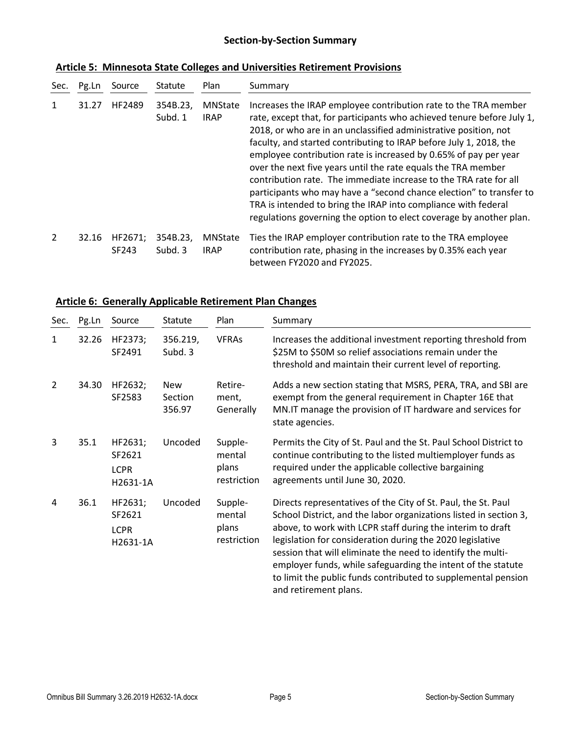## Section-by-Section Summary

### Article 5: Minnesota State Colleges and Universities Retirement Provisions

| Sec. | Pg.Ln | Source | Statute | Plan | Summary |
|---|---|---|---|---|---|
| 1 | 31.27 | HF2489 | 354B.23, Subd. 1 | MNState IRAP | Increases the IRAP employee contribution rate to the TRA member rate, except that, for participants who achieved tenure before July 1, 2018, or who are in an unclassified administrative position, not faculty, and started contributing to IRAP before July 1, 2018, the employee contribution rate is increased by 0.65% of pay per year over the next five years until the rate equals the TRA member contribution rate. The immediate increase to the TRA rate for all participants who may have a "second chance election" to transfer to TRA is intended to bring the IRAP into compliance with federal regulations governing the option to elect coverage by another plan. |
| 2 | 32.16 | HF2671; SF243 | 354B.23, Subd. 3 | MNState IRAP | Ties the IRAP employer contribution rate to the TRA employee contribution rate, phasing in the increases by 0.35% each year between FY2020 and FY2025. |

### Article 6: Generally Applicable Retirement Plan Changes

| Sec. | Pg.Ln | Source | Statute | Plan | Summary |
|---|---|---|---|---|---|
| 1 | 32.26 | HF2373; SF2491 | 356.219, Subd. 3 | VFRAs | Increases the additional investment reporting threshold from $25M to $50M so relief associations remain under the threshold and maintain their current level of reporting. |
| 2 | 34.30 | HF2632; SF2583 | New Section 356.97 | Retire-ment, Generally | Adds a new section stating that MSRS, PERA, TRA, and SBI are exempt from the general requirement in Chapter 16E that MN.IT manage the provision of IT hardware and services for state agencies. |
| 3 | 35.1 | HF2631; SF2621 LCPR H2631-1A | Uncoded | Supple-mental plans restriction | Permits the City of St. Paul and the St. Paul School District to continue contributing to the listed multiemployer funds as required under the applicable collective bargaining agreements until June 30, 2020. |
| 4 | 36.1 | HF2631; SF2621 LCPR H2631-1A | Uncoded | Supple-mental plans restriction | Directs representatives of the City of St. Paul, the St. Paul School District, and the labor organizations listed in section 3, above, to work with LCPR staff during the interim to draft legislation for consideration during the 2020 legislative session that will eliminate the need to identify the multi-employer funds, while safeguarding the intent of the statute to limit the public funds contributed to supplemental pension and retirement plans. |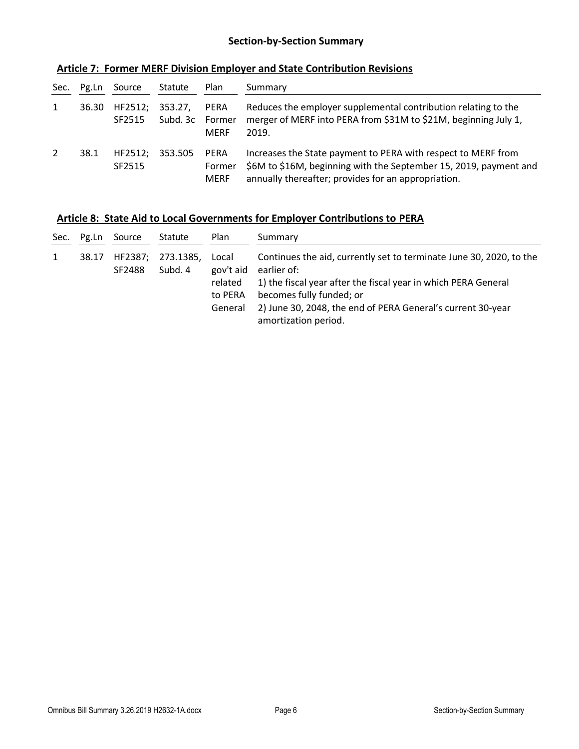## Section-by-Section Summary

### Article 7: Former MERF Division Employer and State Contribution Revisions

| Sec. | Pg.Ln | Source | Statute | Plan | Summary |
|---|---|---|---|---|---|
| 1 | 36.30 | HF2512; SF2515 | 353.27, Subd. 3c | PERA Former MERF | Reduces the employer supplemental contribution relating to the merger of MERF into PERA from $31M to $21M, beginning July 1, 2019. |
| 2 | 38.1 | HF2512; SF2515 | 353.505 | PERA Former MERF | Increases the State payment to PERA with respect to MERF from $6M to $16M, beginning with the September 15, 2019, payment and annually thereafter; provides for an appropriation. |

### Article 8: State Aid to Local Governments for Employer Contributions to PERA

| Sec. | Pg.Ln | Source | Statute | Plan | Summary |
|---|---|---|---|---|---|
| 1 | 38.17 | HF2387; SF2488 | 273.1385, Subd. 4 | Local gov't aid related to PERA General | Continues the aid, currently set to terminate June 30, 2020, to the earlier of:<br>1) the fiscal year after the fiscal year in which PERA General becomes fully funded; or<br>2) June 30, 2048, the end of PERA General's current 30-year amortization period. |